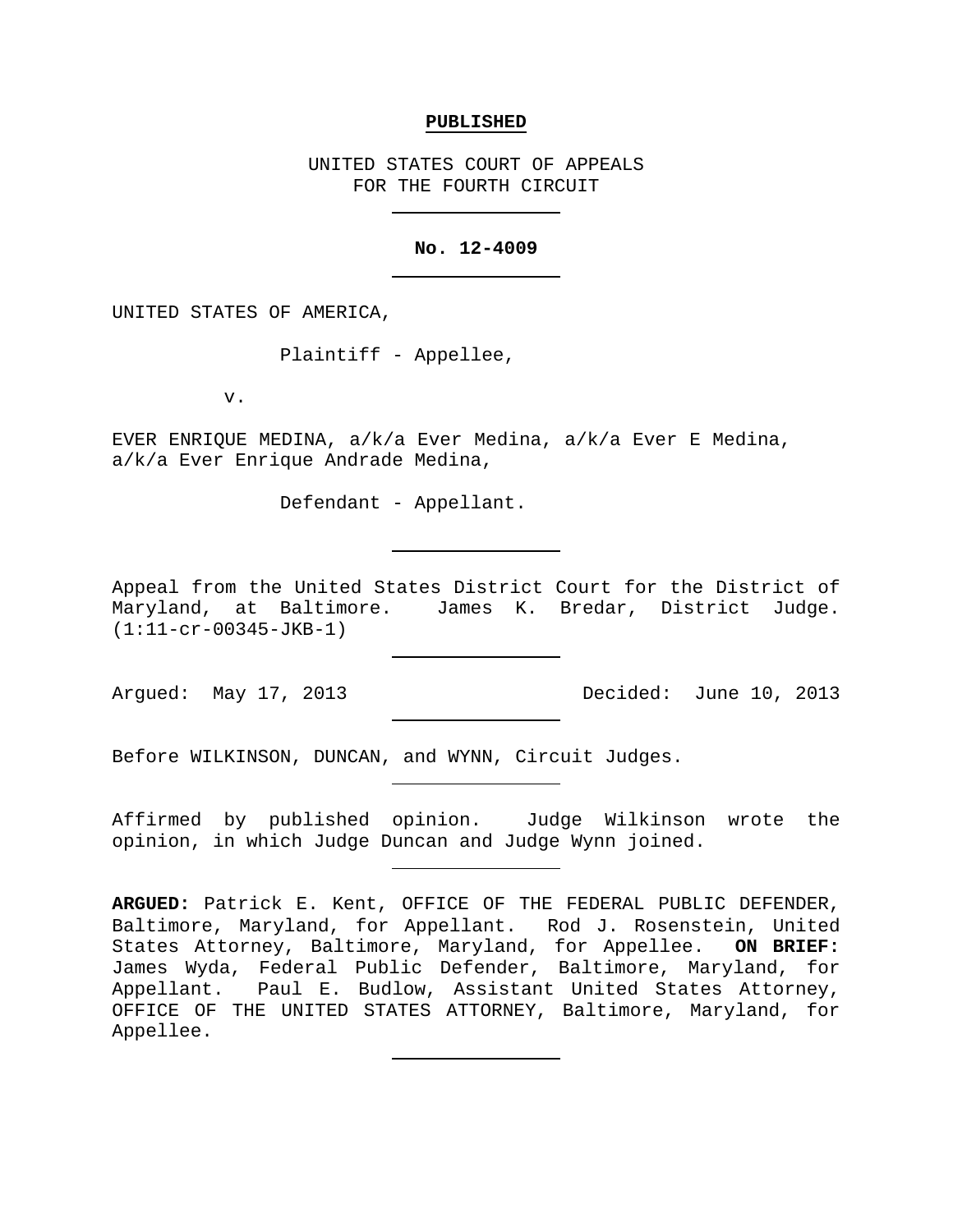**PUBLISHED**

UNITED STATES COURT OF APPEALS
FOR THE FOURTH CIRCUIT

---

**No. 12-4009**

---

UNITED STATES OF AMERICA,

Plaintiff - Appellee,

v.

EVER ENRIQUE MEDINA, a/k/a Ever Medina, a/k/a Ever E Medina, a/k/a Ever Enrique Andrade Medina,

Defendant - Appellant.

---

Appeal from the United States District Court for the District of Maryland, at Baltimore. James K. Bredar, District Judge. (1:11-cr-00345-JKB-1)

---

Argued: May 17, 2013 Decided: June 10, 2013

---

Before WILKINSON, DUNCAN, and WYNN, Circuit Judges.

---

Affirmed by published opinion. Judge Wilkinson wrote the opinion, in which Judge Duncan and Judge Wynn joined.

---

**ARGUED:** Patrick E. Kent, OFFICE OF THE FEDERAL PUBLIC DEFENDER, Baltimore, Maryland, for Appellant. Rod J. Rosenstein, United States Attorney, Baltimore, Maryland, for Appellee. **ON BRIEF:** James Wyda, Federal Public Defender, Baltimore, Maryland, for Appellant. Paul E. Budlow, Assistant United States Attorney, OFFICE OF THE UNITED STATES ATTORNEY, Baltimore, Maryland, for Appellee.

---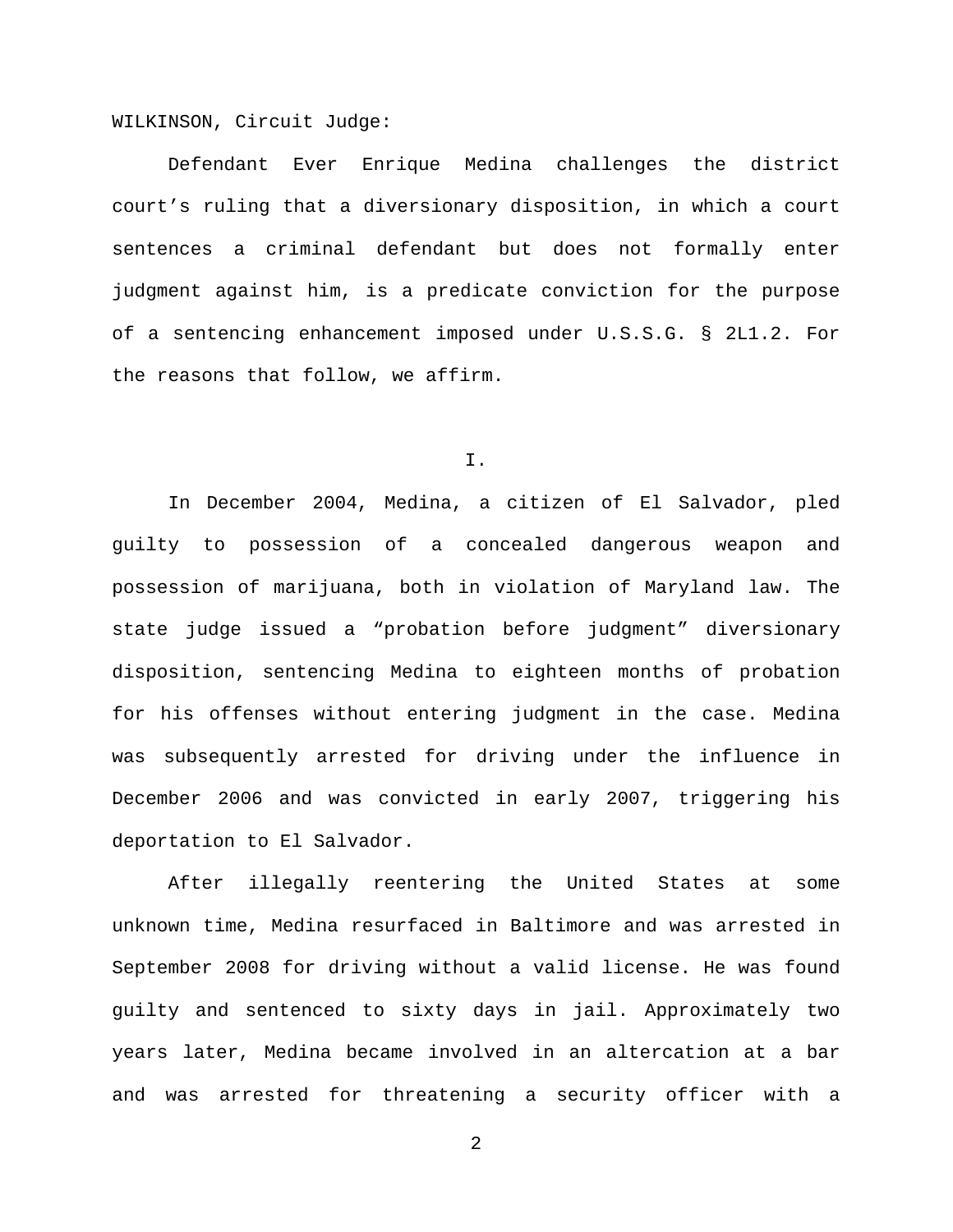WILKINSON, Circuit Judge:

Defendant Ever Enrique Medina challenges the district court's ruling that a diversionary disposition, in which a court sentences a criminal defendant but does not formally enter judgment against him, is a predicate conviction for the purpose of a sentencing enhancement imposed under U.S.S.G. § 2L1.2. For the reasons that follow, we affirm.

## I.

In December 2004, Medina, a citizen of El Salvador, pled guilty to possession of a concealed dangerous weapon and possession of marijuana, both in violation of Maryland law. The state judge issued a "probation before judgment" diversionary disposition, sentencing Medina to eighteen months of probation for his offenses without entering judgment in the case. Medina was subsequently arrested for driving under the influence in December 2006 and was convicted in early 2007, triggering his deportation to El Salvador.

After illegally reentering the United States at some unknown time, Medina resurfaced in Baltimore and was arrested in September 2008 for driving without a valid license. He was found guilty and sentenced to sixty days in jail. Approximately two years later, Medina became involved in an altercation at a bar and was arrested for threatening a security officer with a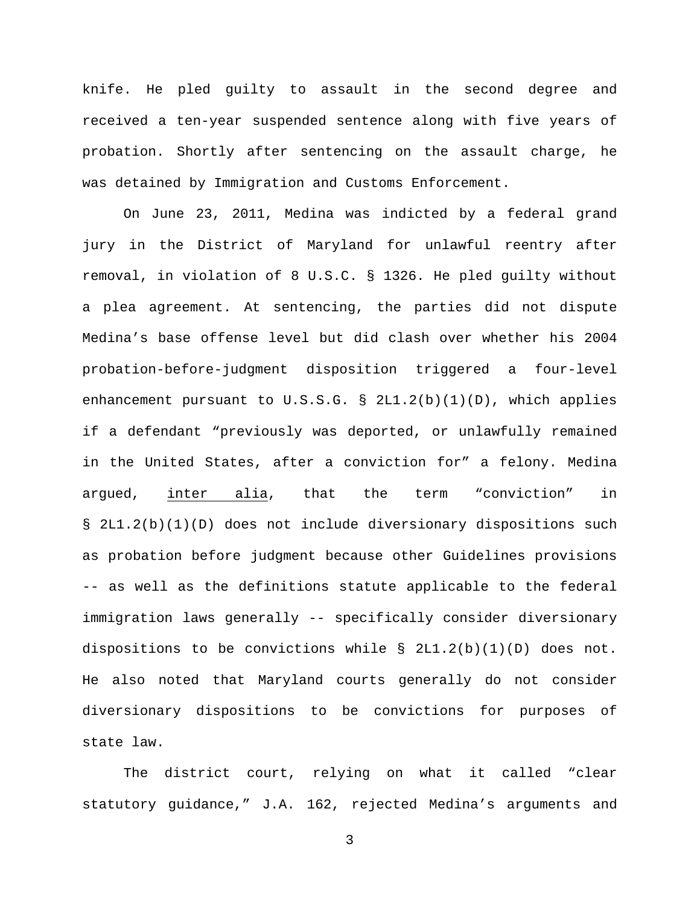knife. He pled guilty to assault in the second degree and received a ten-year suspended sentence along with five years of probation. Shortly after sentencing on the assault charge, he was detained by Immigration and Customs Enforcement.

On June 23, 2011, Medina was indicted by a federal grand jury in the District of Maryland for unlawful reentry after removal, in violation of 8 U.S.C. § 1326. He pled guilty without a plea agreement. At sentencing, the parties did not dispute Medina's base offense level but did clash over whether his 2004 probation-before-judgment disposition triggered a four-level enhancement pursuant to U.S.S.G. § 2L1.2(b)(1)(D), which applies if a defendant "previously was deported, or unlawfully remained in the United States, after a conviction for" a felony. Medina argued, inter alia, that the term "conviction" in § 2L1.2(b)(1)(D) does not include diversionary dispositions such as probation before judgment because other Guidelines provisions -- as well as the definitions statute applicable to the federal immigration laws generally -- specifically consider diversionary dispositions to be convictions while § 2L1.2(b)(1)(D) does not. He also noted that Maryland courts generally do not consider diversionary dispositions to be convictions for purposes of state law.

The district court, relying on what it called "clear statutory guidance," J.A. 162, rejected Medina's arguments and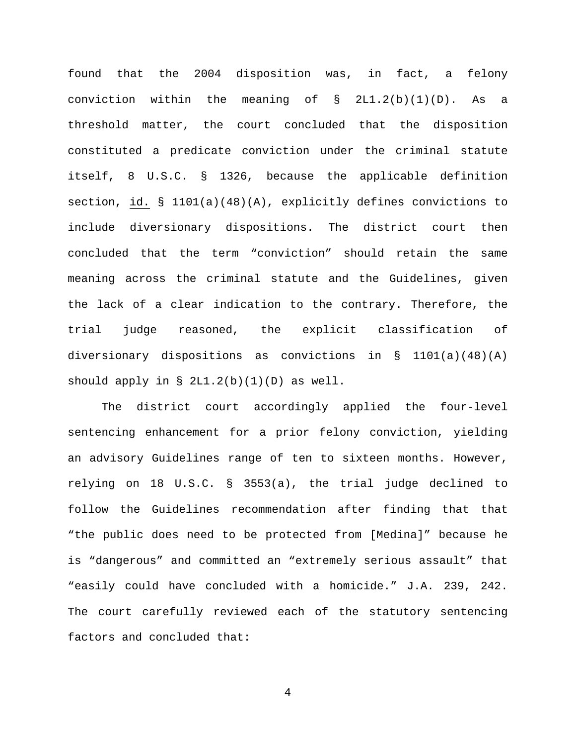found that the 2004 disposition was, in fact, a felony conviction within the meaning of § 2L1.2(b)(1)(D). As a threshold matter, the court concluded that the disposition constituted a predicate conviction under the criminal statute itself, 8 U.S.C. § 1326, because the applicable definition section, id. § 1101(a)(48)(A), explicitly defines convictions to include diversionary dispositions. The district court then concluded that the term "conviction" should retain the same meaning across the criminal statute and the Guidelines, given the lack of a clear indication to the contrary. Therefore, the trial judge reasoned, the explicit classification of diversionary dispositions as convictions in § 1101(a)(48)(A) should apply in § 2L1.2(b)(1)(D) as well.

The district court accordingly applied the four-level sentencing enhancement for a prior felony conviction, yielding an advisory Guidelines range of ten to sixteen months. However, relying on 18 U.S.C. § 3553(a), the trial judge declined to follow the Guidelines recommendation after finding that that "the public does need to be protected from [Medina]" because he is "dangerous" and committed an "extremely serious assault" that "easily could have concluded with a homicide." J.A. 239, 242. The court carefully reviewed each of the statutory sentencing factors and concluded that: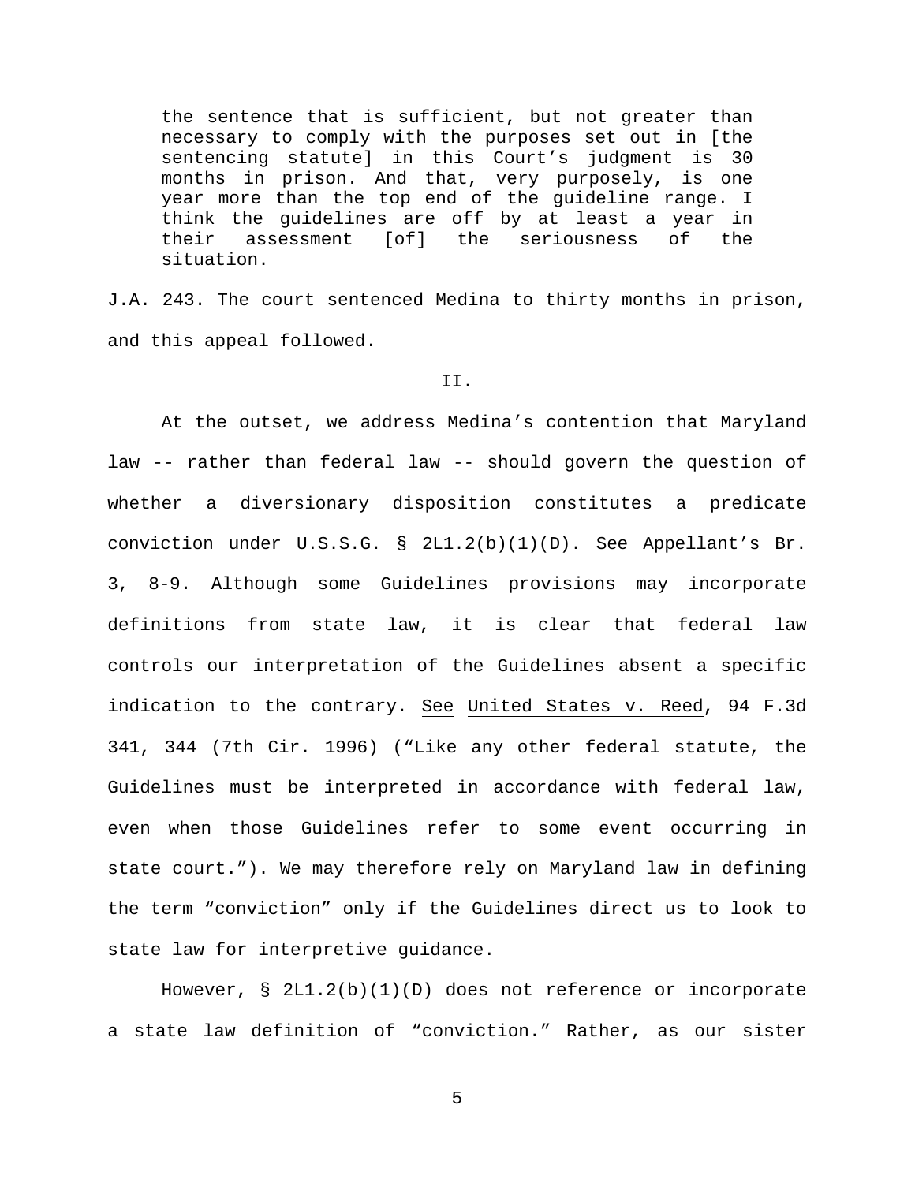> the sentence that is sufficient, but not greater than necessary to comply with the purposes set out in [the sentencing statute] in this Court's judgment is 30 months in prison. And that, very purposely, is one year more than the top end of the guideline range. I think the guidelines are off by at least a year in their assessment [of] the seriousness of the situation.

J.A. 243. The court sentenced Medina to thirty months in prison, and this appeal followed.

## II.

At the outset, we address Medina's contention that Maryland law -- rather than federal law -- should govern the question of whether a diversionary disposition constitutes a predicate conviction under U.S.S.G. § 2L1.2(b)(1)(D). See Appellant's Br. 3, 8-9. Although some Guidelines provisions may incorporate definitions from state law, it is clear that federal law controls our interpretation of the Guidelines absent a specific indication to the contrary. See United States v. Reed, 94 F.3d 341, 344 (7th Cir. 1996) ("Like any other federal statute, the Guidelines must be interpreted in accordance with federal law, even when those Guidelines refer to some event occurring in state court."). We may therefore rely on Maryland law in defining the term "conviction" only if the Guidelines direct us to look to state law for interpretive guidance.

However, § 2L1.2(b)(1)(D) does not reference or incorporate a state law definition of "conviction." Rather, as our sister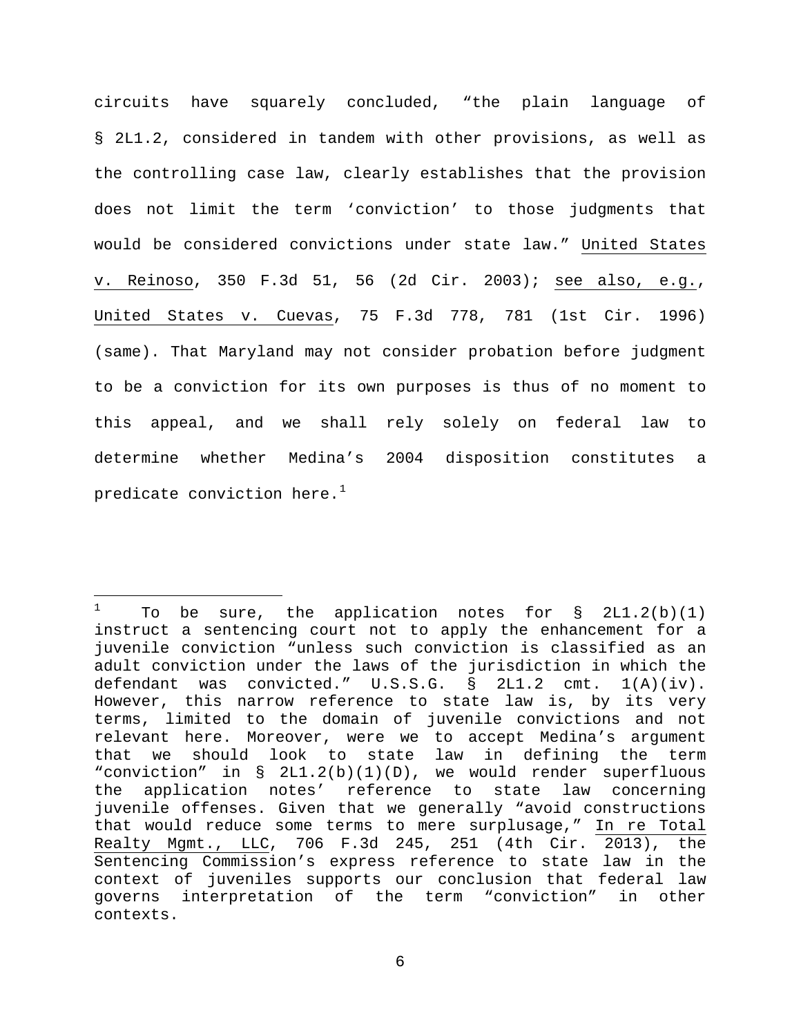circuits have squarely concluded, "the plain language of § 2L1.2, considered in tandem with other provisions, as well as the controlling case law, clearly establishes that the provision does not limit the term 'conviction' to those judgments that would be considered convictions under state law." United States v. Reinoso, 350 F.3d 51, 56 (2d Cir. 2003); see also, e.g., United States v. Cuevas, 75 F.3d 778, 781 (1st Cir. 1996) (same). That Maryland may not consider probation before judgment to be a conviction for its own purposes is thus of no moment to this appeal, and we shall rely solely on federal law to determine whether Medina's 2004 disposition constitutes a predicate conviction here.[1]

---

[1] To be sure, the application notes for § 2L1.2(b)(1) instruct a sentencing court not to apply the enhancement for a juvenile conviction "unless such conviction is classified as an adult conviction under the laws of the jurisdiction in which the defendant was convicted." U.S.S.G. § 2L1.2 cmt. 1(A)(iv). However, this narrow reference to state law is, by its very terms, limited to the domain of juvenile convictions and not relevant here. Moreover, were we to accept Medina's argument that we should look to state law in defining the term "conviction" in § 2L1.2(b)(1)(D), we would render superfluous the application notes' reference to state law concerning juvenile offenses. Given that we generally "avoid constructions that would reduce some terms to mere surplusage," In re Total Realty Mgmt., LLC, 706 F.3d 245, 251 (4th Cir. 2013), the Sentencing Commission's express reference to state law in the context of juveniles supports our conclusion that federal law governs interpretation of the term "conviction" in other contexts.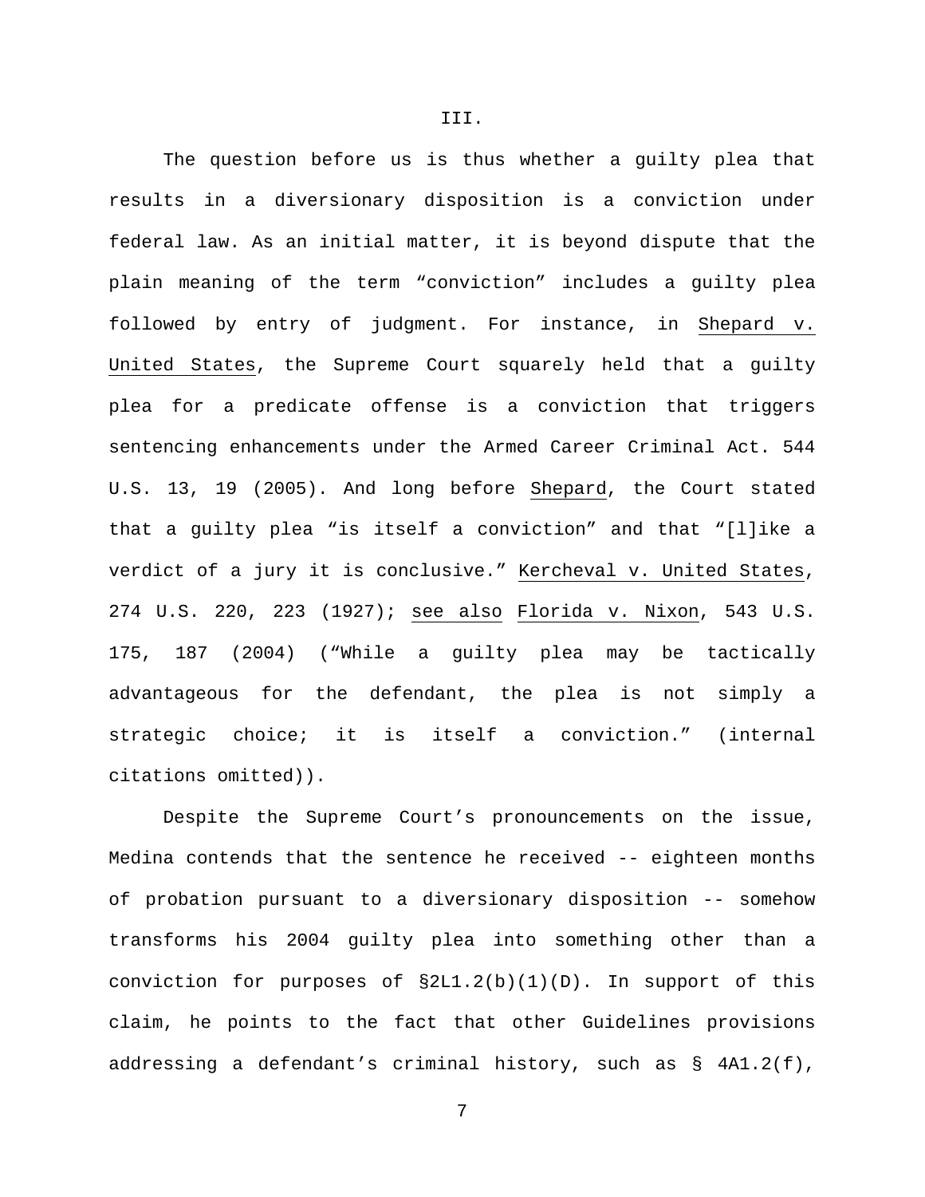III.

The question before us is thus whether a guilty plea that results in a diversionary disposition is a conviction under federal law. As an initial matter, it is beyond dispute that the plain meaning of the term "conviction" includes a guilty plea followed by entry of judgment. For instance, in Shepard v. United States, the Supreme Court squarely held that a guilty plea for a predicate offense is a conviction that triggers sentencing enhancements under the Armed Career Criminal Act. 544 U.S. 13, 19 (2005). And long before Shepard, the Court stated that a guilty plea "is itself a conviction" and that "[l]ike a verdict of a jury it is conclusive." Kercheval v. United States, 274 U.S. 220, 223 (1927); see also Florida v. Nixon, 543 U.S. 175, 187 (2004) ("While a guilty plea may be tactically advantageous for the defendant, the plea is not simply a strategic choice; it is itself a conviction." (internal citations omitted)).

Despite the Supreme Court's pronouncements on the issue, Medina contends that the sentence he received -- eighteen months of probation pursuant to a diversionary disposition -- somehow transforms his 2004 guilty plea into something other than a conviction for purposes of §2L1.2(b)(1)(D). In support of this claim, he points to the fact that other Guidelines provisions addressing a defendant's criminal history, such as § 4A1.2(f),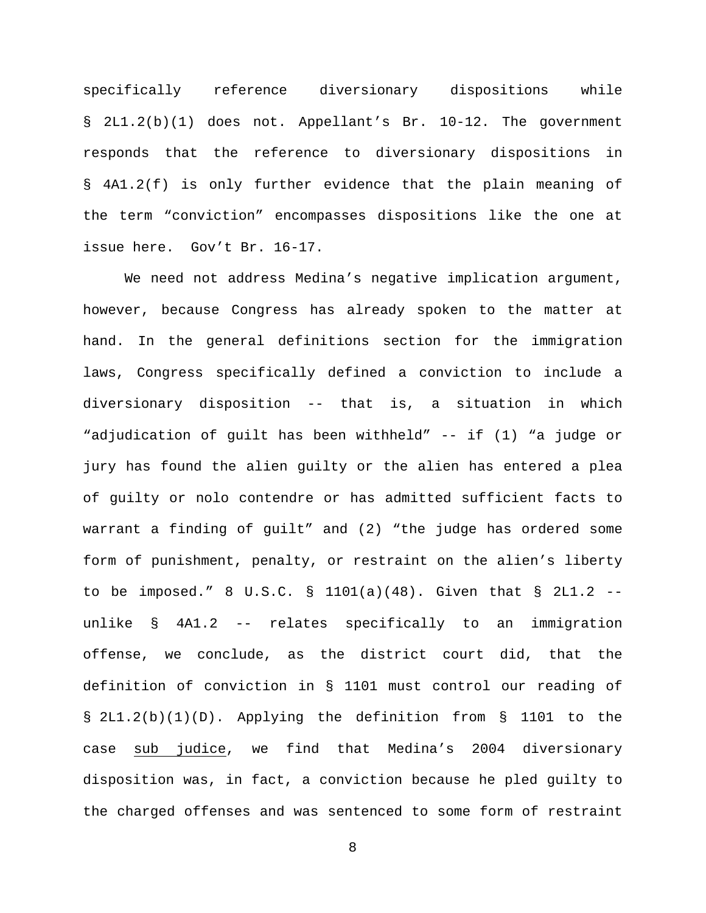specifically reference diversionary dispositions while § 2L1.2(b)(1) does not. Appellant's Br. 10-12. The government responds that the reference to diversionary dispositions in § 4A1.2(f) is only further evidence that the plain meaning of the term "conviction" encompasses dispositions like the one at issue here. Gov't Br. 16-17.

We need not address Medina's negative implication argument, however, because Congress has already spoken to the matter at hand. In the general definitions section for the immigration laws, Congress specifically defined a conviction to include a diversionary disposition -- that is, a situation in which "adjudication of guilt has been withheld" -- if (1) "a judge or jury has found the alien guilty or the alien has entered a plea of guilty or nolo contendre or has admitted sufficient facts to warrant a finding of guilt" and (2) "the judge has ordered some form of punishment, penalty, or restraint on the alien's liberty to be imposed." 8 U.S.C. § 1101(a)(48). Given that § 2L1.2 -- unlike § 4A1.2 -- relates specifically to an immigration offense, we conclude, as the district court did, that the definition of conviction in § 1101 must control our reading of § 2L1.2(b)(1)(D). Applying the definition from § 1101 to the case <u>sub judice</u>, we find that Medina's 2004 diversionary disposition was, in fact, a conviction because he pled guilty to the charged offenses and was sentenced to some form of restraint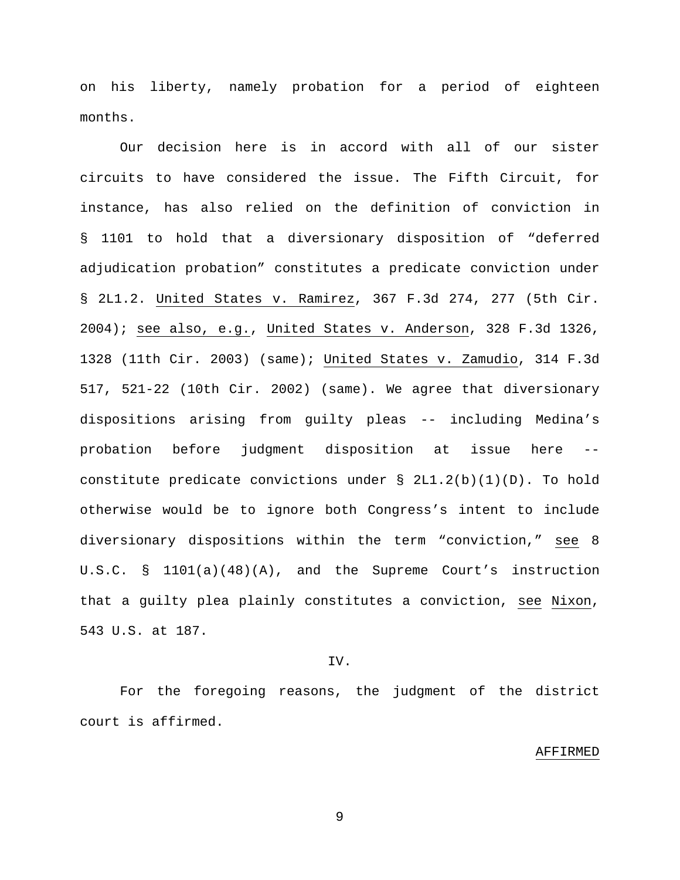on his liberty, namely probation for a period of eighteen months.

Our decision here is in accord with all of our sister circuits to have considered the issue. The Fifth Circuit, for instance, has also relied on the definition of conviction in § 1101 to hold that a diversionary disposition of "deferred adjudication probation" constitutes a predicate conviction under § 2L1.2. United States v. Ramirez, 367 F.3d 274, 277 (5th Cir. 2004); see also, e.g., United States v. Anderson, 328 F.3d 1326, 1328 (11th Cir. 2003) (same); United States v. Zamudio, 314 F.3d 517, 521-22 (10th Cir. 2002) (same). We agree that diversionary dispositions arising from guilty pleas -- including Medina's probation before judgment disposition at issue here -- constitute predicate convictions under § 2L1.2(b)(1)(D). To hold otherwise would be to ignore both Congress's intent to include diversionary dispositions within the term "conviction," see 8 U.S.C. § 1101(a)(48)(A), and the Supreme Court's instruction that a guilty plea plainly constitutes a conviction, see Nixon, 543 U.S. at 187.

## IV.

For the foregoing reasons, the judgment of the district court is affirmed.

AFFIRMED